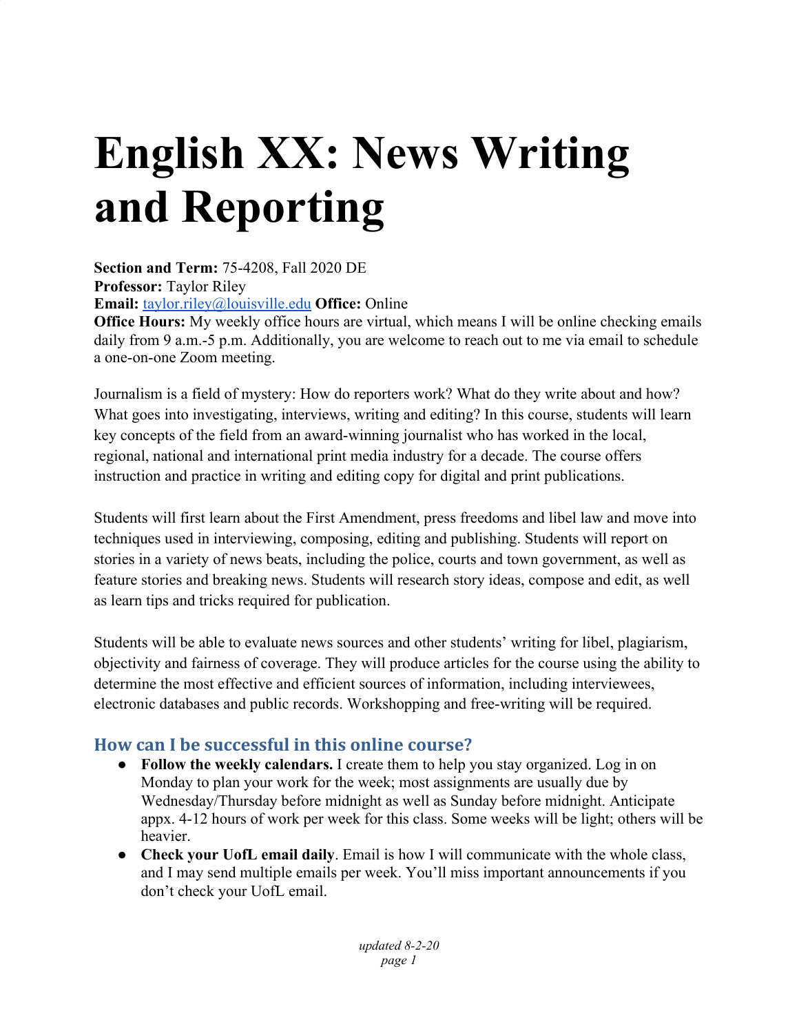# English XX: News Writing and Reporting

**Section and Term:** 75-4208, Fall 2020 DE
**Professor:** Taylor Riley
**Email:** taylor.riley@louisville.edu **Office:** Online
**Office Hours:** My weekly office hours are virtual, which means I will be online checking emails daily from 9 a.m.-5 p.m. Additionally, you are welcome to reach out to me via email to schedule a one-on-one Zoom meeting.

Journalism is a field of mystery: How do reporters work? What do they write about and how? What goes into investigating, interviews, writing and editing? In this course, students will learn key concepts of the field from an award-winning journalist who has worked in the local, regional, national and international print media industry for a decade. The course offers instruction and practice in writing and editing copy for digital and print publications.

Students will first learn about the First Amendment, press freedoms and libel law and move into techniques used in interviewing, composing, editing and publishing. Students will report on stories in a variety of news beats, including the police, courts and town government, as well as feature stories and breaking news. Students will research story ideas, compose and edit, as well as learn tips and tricks required for publication.

Students will be able to evaluate news sources and other students' writing for libel, plagiarism, objectivity and fairness of coverage. They will produce articles for the course using the ability to determine the most effective and efficient sources of information, including interviewees, electronic databases and public records. Workshopping and free-writing will be required.

## How can I be successful in this online course?

- **Follow the weekly calendars.** I create them to help you stay organized. Log in on Monday to plan your work for the week; most assignments are usually due by Wednesday/Thursday before midnight as well as Sunday before midnight. Anticipate appx. 4-12 hours of work per week for this class. Some weeks will be light; others will be heavier.
- **Check your UofL email daily**. Email is how I will communicate with the whole class, and I may send multiple emails per week. You'll miss important announcements if you don't check your UofL email.

*updated 8-2-20*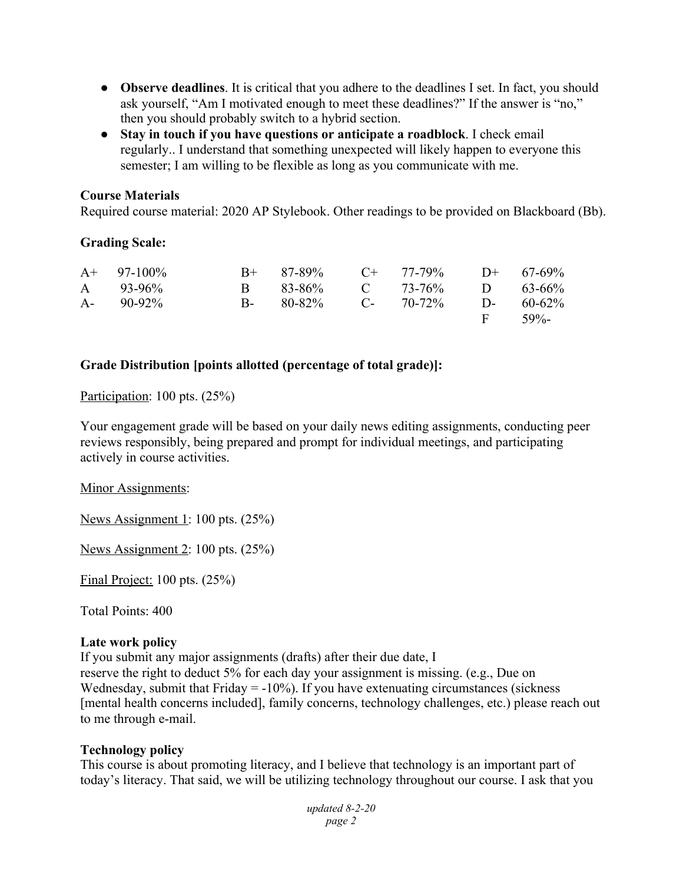- **Observe deadlines**. It is critical that you adhere to the deadlines I set. In fact, you should ask yourself, "Am I motivated enough to meet these deadlines?" If the answer is "no," then you should probably switch to a hybrid section.
- **Stay in touch if you have questions or anticipate a roadblock**. I check email regularly.. I understand that something unexpected will likely happen to everyone this semester; I am willing to be flexible as long as you communicate with me.

**Course Materials**

Required course material: 2020 AP Stylebook. Other readings to be provided on Blackboard (Bb).

**Grading Scale:**

| | | | | | | | |
|---|---|---|---|---|---|---|---|
| A+ | 97-100% | B+ | 87-89% | C+ | 77-79% | D+ | 67-69% |
| A | 93-96% | B | 83-86% | C | 73-76% | D | 63-66% |
| A- | 90-92% | B- | 80-82% | C- | 70-72% | D- | 60-62% |
| | | | | | | F | 59%- |

**Grade Distribution [points allotted (percentage of total grade)]:**

Participation: 100 pts. (25%)

Your engagement grade will be based on your daily news editing assignments, conducting peer reviews responsibly, being prepared and prompt for individual meetings, and participating actively in course activities.

Minor Assignments:

News Assignment 1: 100 pts. (25%)

News Assignment 2: 100 pts. (25%)

Final Project: 100 pts. (25%)

Total Points: 400

**Late work policy**

If you submit any major assignments (drafts) after their due date, I reserve the right to deduct 5% for each day your assignment is missing. (e.g., Due on Wednesday, submit that Friday = -10%). If you have extenuating circumstances (sickness [mental health concerns included], family concerns, technology challenges, etc.) please reach out to me through e-mail.

**Technology policy**

This course is about promoting literacy, and I believe that technology is an important part of today's literacy. That said, we will be utilizing technology throughout our course. I ask that you

*updated 8-2-20*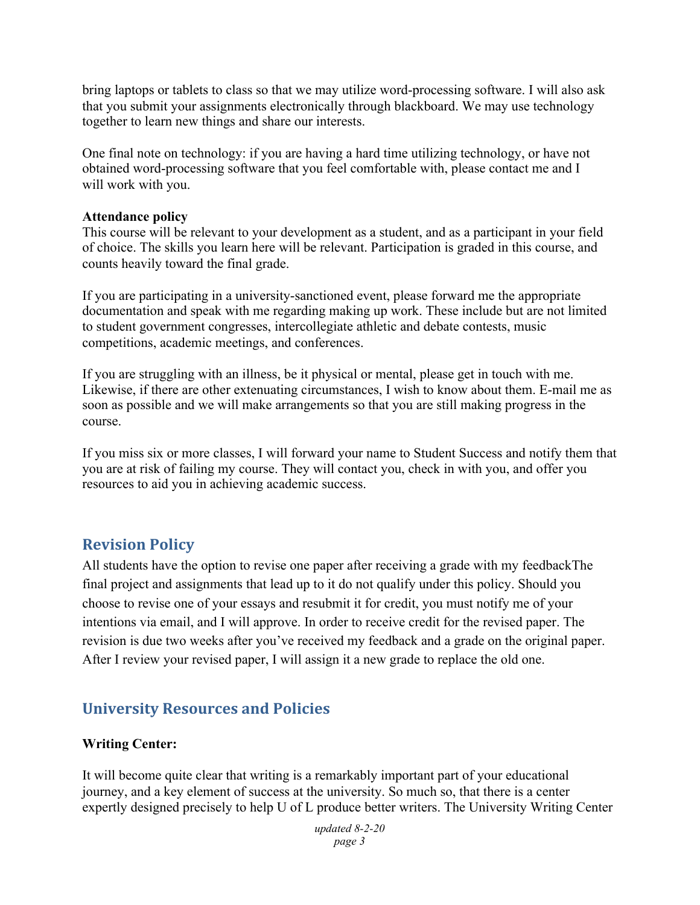bring laptops or tablets to class so that we may utilize word-processing software. I will also ask that you submit your assignments electronically through blackboard. We may use technology together to learn new things and share our interests.

One final note on technology: if you are having a hard time utilizing technology, or have not obtained word-processing software that you feel comfortable with, please contact me and I will work with you.

**Attendance policy**

This course will be relevant to your development as a student, and as a participant in your field of choice. The skills you learn here will be relevant. Participation is graded in this course, and counts heavily toward the final grade.

If you are participating in a university-sanctioned event, please forward me the appropriate documentation and speak with me regarding making up work. These include but are not limited to student government congresses, intercollegiate athletic and debate contests, music competitions, academic meetings, and conferences.

If you are struggling with an illness, be it physical or mental, please get in touch with me. Likewise, if there are other extenuating circumstances, I wish to know about them. E-mail me as soon as possible and we will make arrangements so that you are still making progress in the course.

If you miss six or more classes, I will forward your name to Student Success and notify them that you are at risk of failing my course. They will contact you, check in with you, and offer you resources to aid you in achieving academic success.

## Revision Policy

All students have the option to revise one paper after receiving a grade with my feedbackThe final project and assignments that lead up to it do not qualify under this policy. Should you choose to revise one of your essays and resubmit it for credit, you must notify me of your intentions via email, and I will approve. In order to receive credit for the revised paper. The revision is due two weeks after you've received my feedback and a grade on the original paper. After I review your revised paper, I will assign it a new grade to replace the old one.

## University Resources and Policies

**Writing Center:**

It will become quite clear that writing is a remarkably important part of your educational journey, and a key element of success at the university. So much so, that there is a center expertly designed precisely to help U of L produce better writers. The University Writing Center

*updated 8-2-20*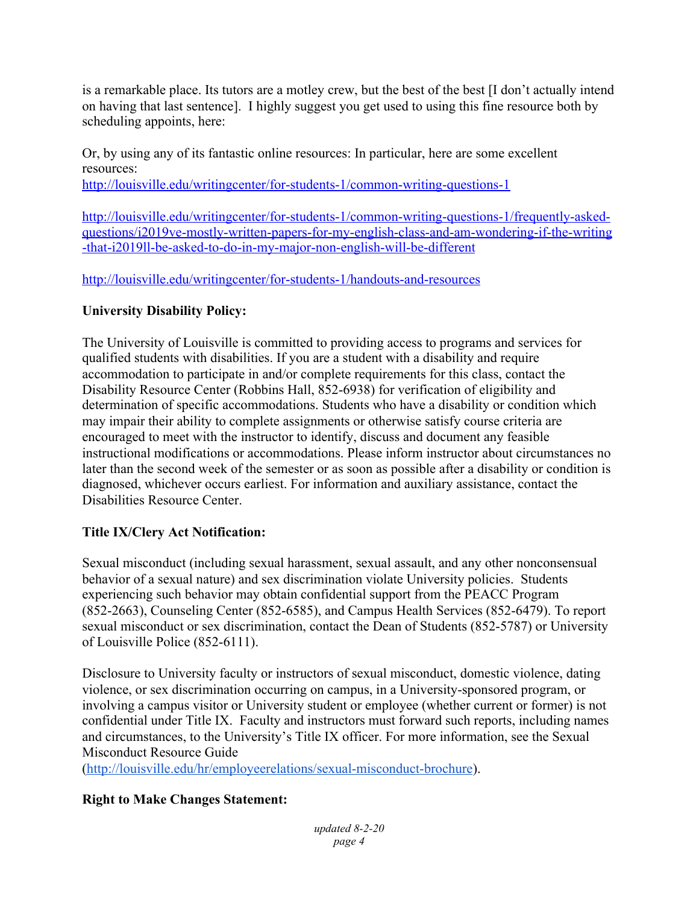is a remarkable place. Its tutors are a motley crew, but the best of the best [I don't actually intend on having that last sentence]. I highly suggest you get used to using this fine resource both by scheduling appoints, here:

Or, by using any of its fantastic online resources: In particular, here are some excellent resources:
[http://louisville.edu/writingcenter/for-students-1/common-writing-questions-1](http://louisville.edu/writingcenter/for-students-1/common-writing-questions-1)

[http://louisville.edu/writingcenter/for-students-1/common-writing-questions-1/frequently-asked-questions/i2019ve-mostly-written-papers-for-my-english-class-and-am-wondering-if-the-writing-that-i2019ll-be-asked-to-do-in-my-major-non-english-will-be-different](http://louisville.edu/writingcenter/for-students-1/common-writing-questions-1/frequently-asked-questions/i2019ve-mostly-written-papers-for-my-english-class-and-am-wondering-if-the-writing-that-i2019ll-be-asked-to-do-in-my-major-non-english-will-be-different)

[http://louisville.edu/writingcenter/for-students-1/handouts-and-resources](http://louisville.edu/writingcenter/for-students-1/handouts-and-resources)

**University Disability Policy:**

The University of Louisville is committed to providing access to programs and services for qualified students with disabilities. If you are a student with a disability and require accommodation to participate in and/or complete requirements for this class, contact the Disability Resource Center (Robbins Hall, 852-6938) for verification of eligibility and determination of specific accommodations. Students who have a disability or condition which may impair their ability to complete assignments or otherwise satisfy course criteria are encouraged to meet with the instructor to identify, discuss and document any feasible instructional modifications or accommodations. Please inform instructor about circumstances no later than the second week of the semester or as soon as possible after a disability or condition is diagnosed, whichever occurs earliest. For information and auxiliary assistance, contact the Disabilities Resource Center.

**Title IX/Clery Act Notification:**

Sexual misconduct (including sexual harassment, sexual assault, and any other nonconsensual behavior of a sexual nature) and sex discrimination violate University policies. Students experiencing such behavior may obtain confidential support from the PEACC Program (852-2663), Counseling Center (852-6585), and Campus Health Services (852-6479). To report sexual misconduct or sex discrimination, contact the Dean of Students (852-5787) or University of Louisville Police (852-6111).

Disclosure to University faculty or instructors of sexual misconduct, domestic violence, dating violence, or sex discrimination occurring on campus, in a University-sponsored program, or involving a campus visitor or University student or employee (whether current or former) is not confidential under Title IX. Faculty and instructors must forward such reports, including names and circumstances, to the University's Title IX officer. For more information, see the Sexual Misconduct Resource Guide
([http://louisville.edu/hr/employeerelations/sexual-misconduct-brochure](http://louisville.edu/hr/employeerelations/sexual-misconduct-brochure)).

**Right to Make Changes Statement:**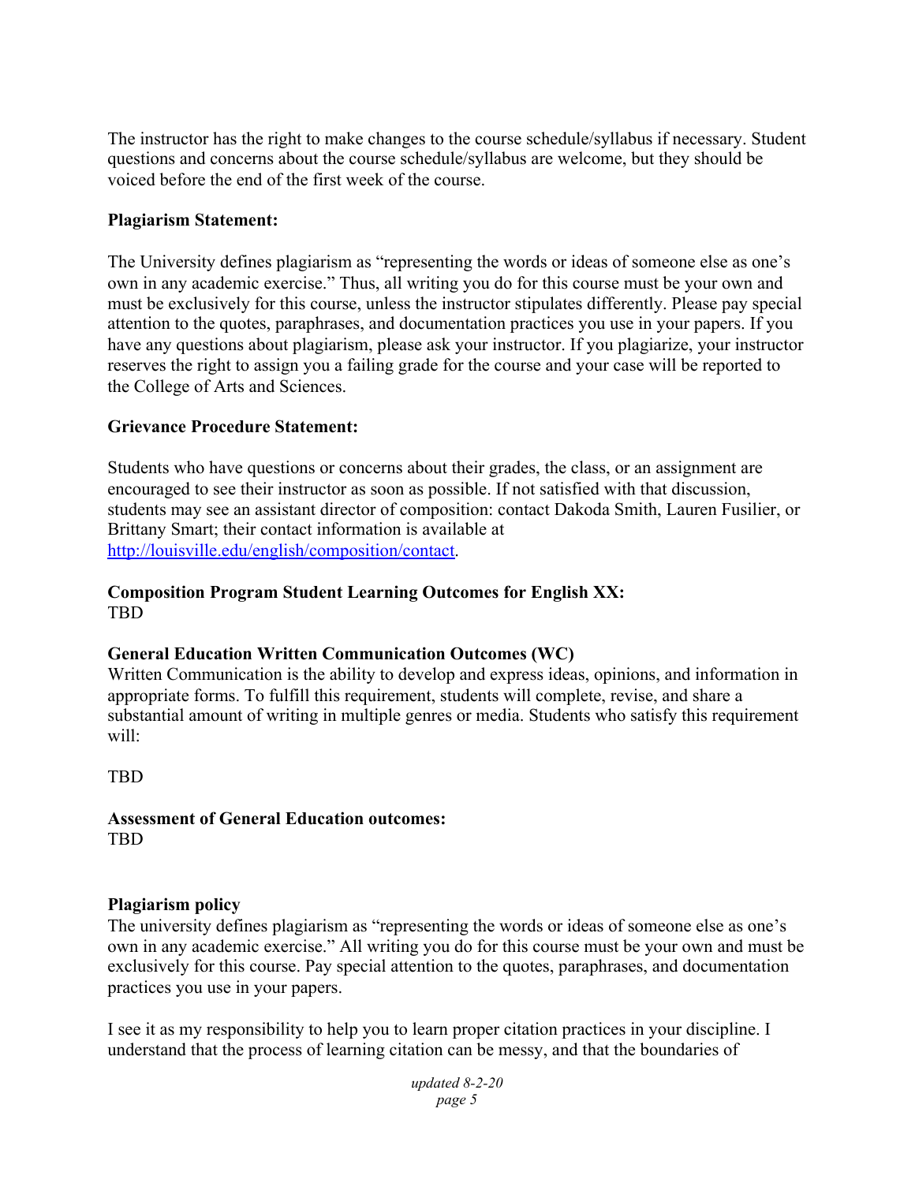The instructor has the right to make changes to the course schedule/syllabus if necessary. Student questions and concerns about the course schedule/syllabus are welcome, but they should be voiced before the end of the first week of the course.

**Plagiarism Statement:**

The University defines plagiarism as "representing the words or ideas of someone else as one's own in any academic exercise." Thus, all writing you do for this course must be your own and must be exclusively for this course, unless the instructor stipulates differently. Please pay special attention to the quotes, paraphrases, and documentation practices you use in your papers. If you have any questions about plagiarism, please ask your instructor. If you plagiarize, your instructor reserves the right to assign you a failing grade for the course and your case will be reported to the College of Arts and Sciences.

**Grievance Procedure Statement:**

Students who have questions or concerns about their grades, the class, or an assignment are encouraged to see their instructor as soon as possible. If not satisfied with that discussion, students may see an assistant director of composition: contact Dakoda Smith, Lauren Fusilier, or Brittany Smart; their contact information is available at [http://louisville.edu/english/composition/contact](http://louisville.edu/english/composition/contact).

**Composition Program Student Learning Outcomes for English XX:**
TBD

**General Education Written Communication Outcomes (WC)**
Written Communication is the ability to develop and express ideas, opinions, and information in appropriate forms. To fulfill this requirement, students will complete, revise, and share a substantial amount of writing in multiple genres or media. Students who satisfy this requirement will:

TBD

**Assessment of General Education outcomes:**
TBD

**Plagiarism policy**
The university defines plagiarism as "representing the words or ideas of someone else as one's own in any academic exercise." All writing you do for this course must be your own and must be exclusively for this course. Pay special attention to the quotes, paraphrases, and documentation practices you use in your papers.

I see it as my responsibility to help you to learn proper citation practices in your discipline. I understand that the process of learning citation can be messy, and that the boundaries of

*updated 8-2-20*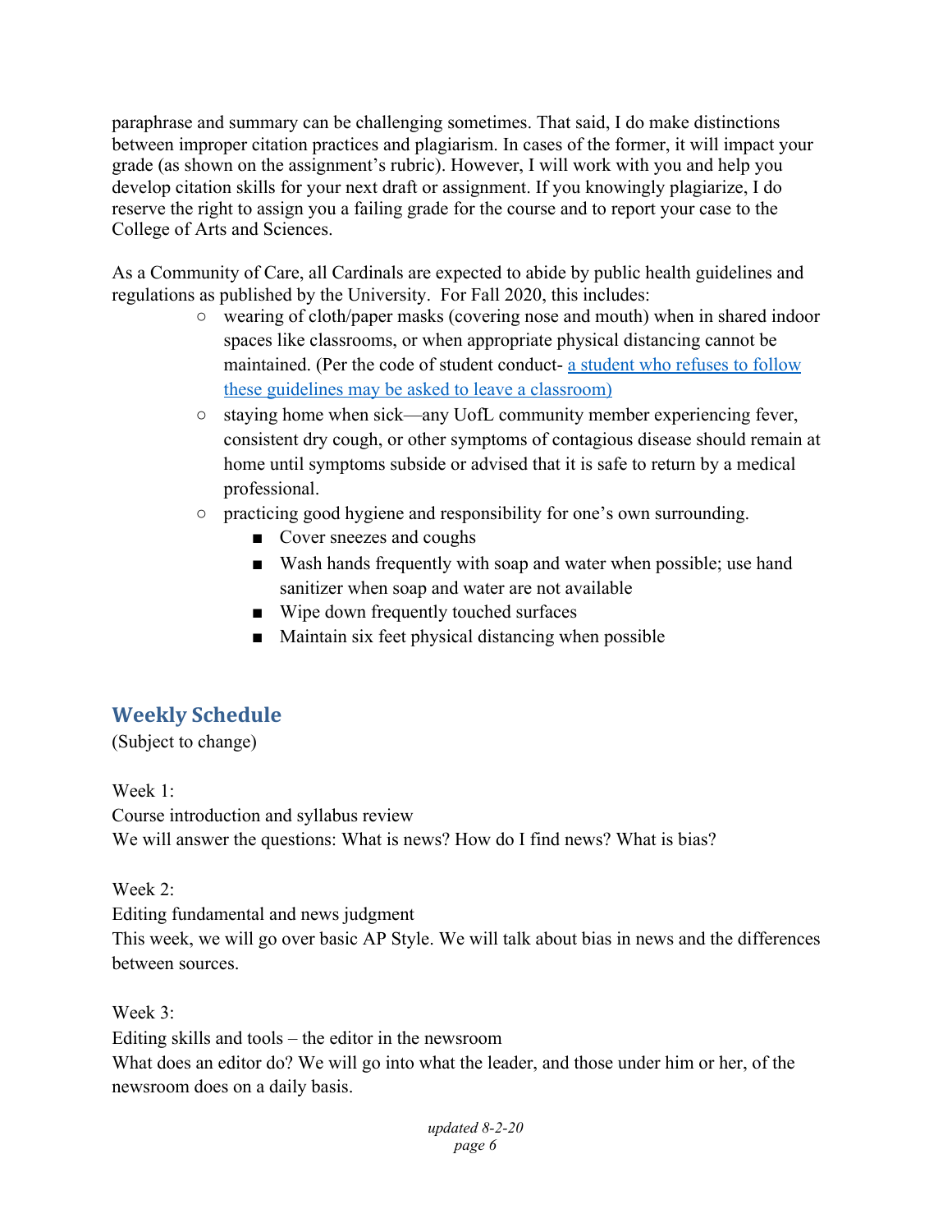paraphrase and summary can be challenging sometimes. That said, I do make distinctions between improper citation practices and plagiarism. In cases of the former, it will impact your grade (as shown on the assignment's rubric). However, I will work with you and help you develop citation skills for your next draft or assignment. If you knowingly plagiarize, I do reserve the right to assign you a failing grade for the course and to report your case to the College of Arts and Sciences.

As a Community of Care, all Cardinals are expected to abide by public health guidelines and regulations as published by the University. For Fall 2020, this includes:

- wearing of cloth/paper masks (covering nose and mouth) when in shared indoor spaces like classrooms, or when appropriate physical distancing cannot be maintained. (Per the code of student conduct- a student who refuses to follow these guidelines may be asked to leave a classroom)
- staying home when sick—any UofL community member experiencing fever, consistent dry cough, or other symptoms of contagious disease should remain at home until symptoms subside or advised that it is safe to return by a medical professional.
- practicing good hygiene and responsibility for one's own surrounding.
  - Cover sneezes and coughs
  - Wash hands frequently with soap and water when possible; use hand sanitizer when soap and water are not available
  - Wipe down frequently touched surfaces
  - Maintain six feet physical distancing when possible

## Weekly Schedule

(Subject to change)

Week 1:
Course introduction and syllabus review
We will answer the questions: What is news? How do I find news? What is bias?

Week 2:
Editing fundamental and news judgment
This week, we will go over basic AP Style. We will talk about bias in news and the differences between sources.

Week 3:
Editing skills and tools – the editor in the newsroom
What does an editor do? We will go into what the leader, and those under him or her, of the newsroom does on a daily basis.

*updated 8-2-20*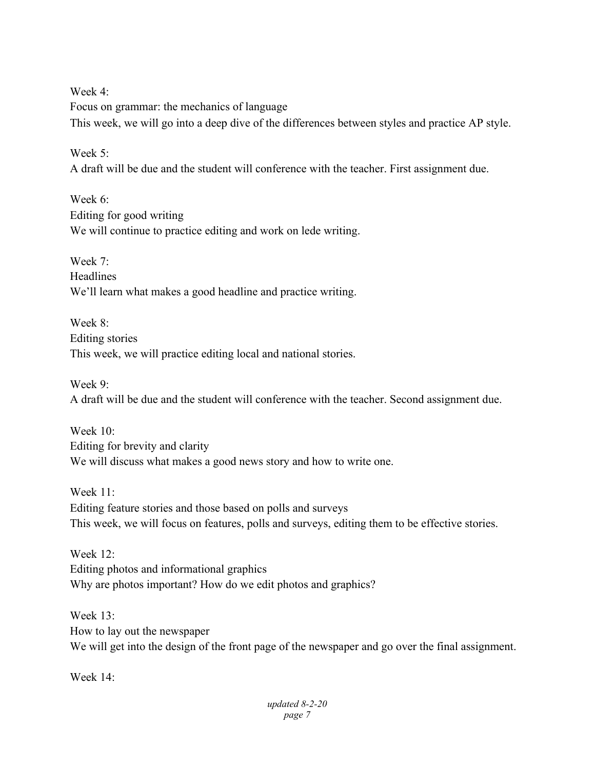Week 4:
Focus on grammar: the mechanics of language
This week, we will go into a deep dive of the differences between styles and practice AP style.

Week 5:
A draft will be due and the student will conference with the teacher. First assignment due.

Week 6:
Editing for good writing
We will continue to practice editing and work on lede writing.

Week 7:
Headlines
We'll learn what makes a good headline and practice writing.

Week 8:
Editing stories
This week, we will practice editing local and national stories.

Week 9:
A draft will be due and the student will conference with the teacher. Second assignment due.

Week 10:
Editing for brevity and clarity
We will discuss what makes a good news story and how to write one.

Week 11:
Editing feature stories and those based on polls and surveys
This week, we will focus on features, polls and surveys, editing them to be effective stories.

Week 12:
Editing photos and informational graphics
Why are photos important? How do we edit photos and graphics?

Week 13:
How to lay out the newspaper
We will get into the design of the front page of the newspaper and go over the final assignment.

Week 14: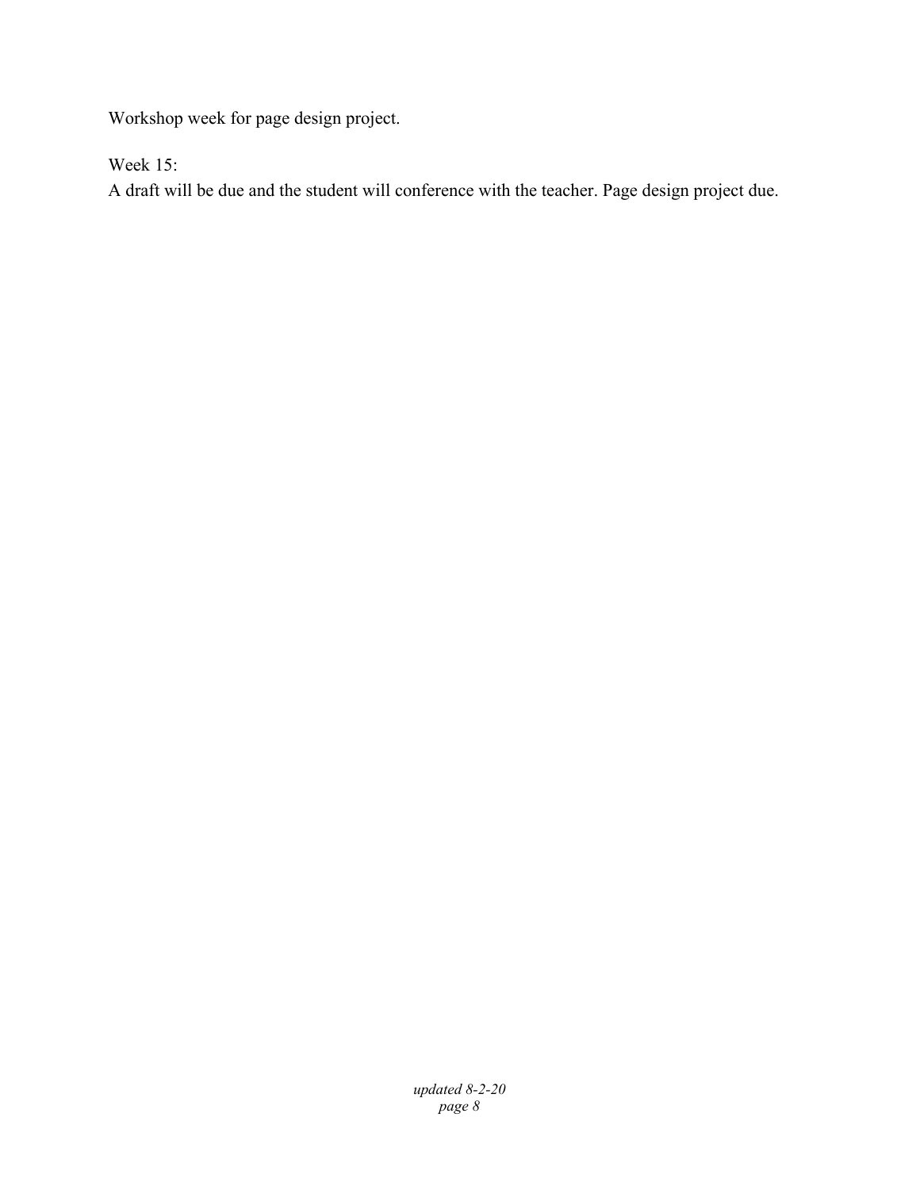Workshop week for page design project.

Week 15:
A draft will be due and the student will conference with the teacher. Page design project due.